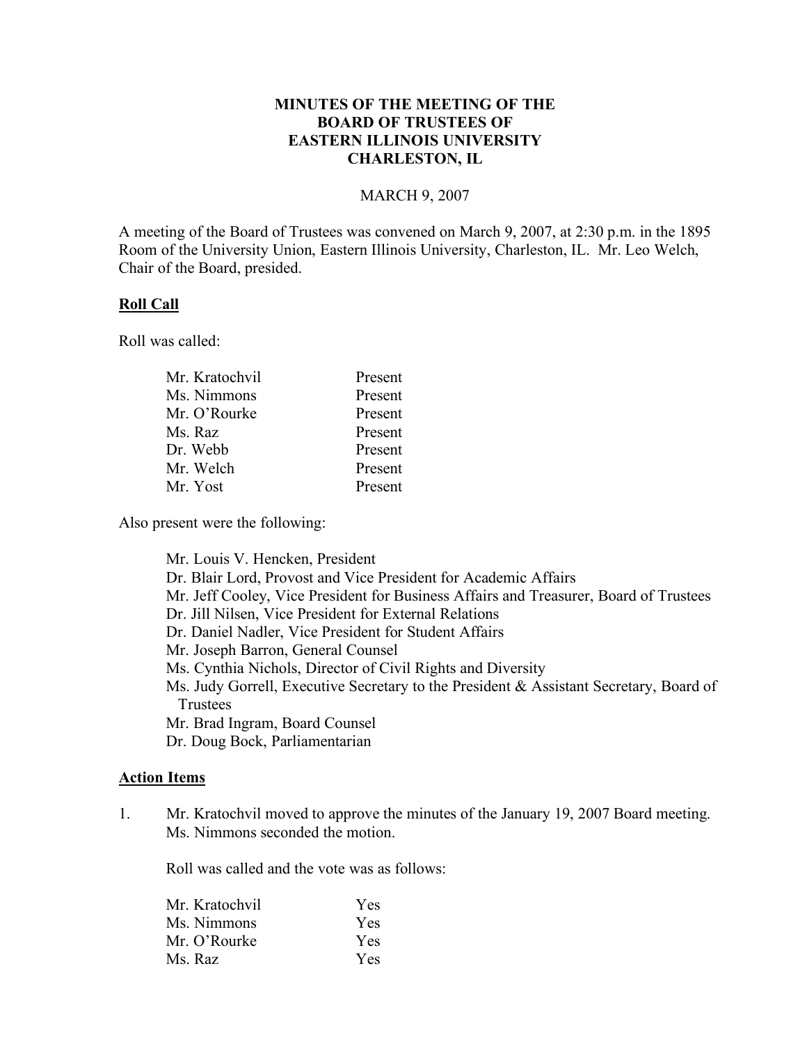# MINUTES OF THE MEETING OF THE BOARD OF TRUSTEES OF EASTERN ILLINOIS UNIVERSITY CHARLESTON, IL

MARCH 9, 2007

A meeting of the Board of Trustees was convened on March 9, 2007, at 2:30 p.m. in the 1895 Room of the University Union, Eastern Illinois University, Charleston, IL. Mr. Leo Welch, Chair of the Board, presided.

## Roll Call

Roll was called:

| | |
|---|---|
| Mr. Kratochvil | Present |
| Ms. Nimmons | Present |
| Mr. O'Rourke | Present |
| Ms. Raz | Present |
| Dr. Webb | Present |
| Mr. Welch | Present |
| Mr. Yost | Present |

Also present were the following:

- Mr. Louis V. Hencken, President
- Dr. Blair Lord, Provost and Vice President for Academic Affairs
- Mr. Jeff Cooley, Vice President for Business Affairs and Treasurer, Board of Trustees
- Dr. Jill Nilsen, Vice President for External Relations
- Dr. Daniel Nadler, Vice President for Student Affairs
- Mr. Joseph Barron, General Counsel
- Ms. Cynthia Nichols, Director of Civil Rights and Diversity
- Ms. Judy Gorrell, Executive Secretary to the President & Assistant Secretary, Board of Trustees
- Mr. Brad Ingram, Board Counsel
- Dr. Doug Bock, Parliamentarian

## Action Items

1. Mr. Kratochvil moved to approve the minutes of the January 19, 2007 Board meeting. Ms. Nimmons seconded the motion.

   Roll was called and the vote was as follows:

| | |
|---|---|
| Mr. Kratochvil | Yes |
| Ms. Nimmons | Yes |
| Mr. O'Rourke | Yes |
| Ms. Raz | Yes |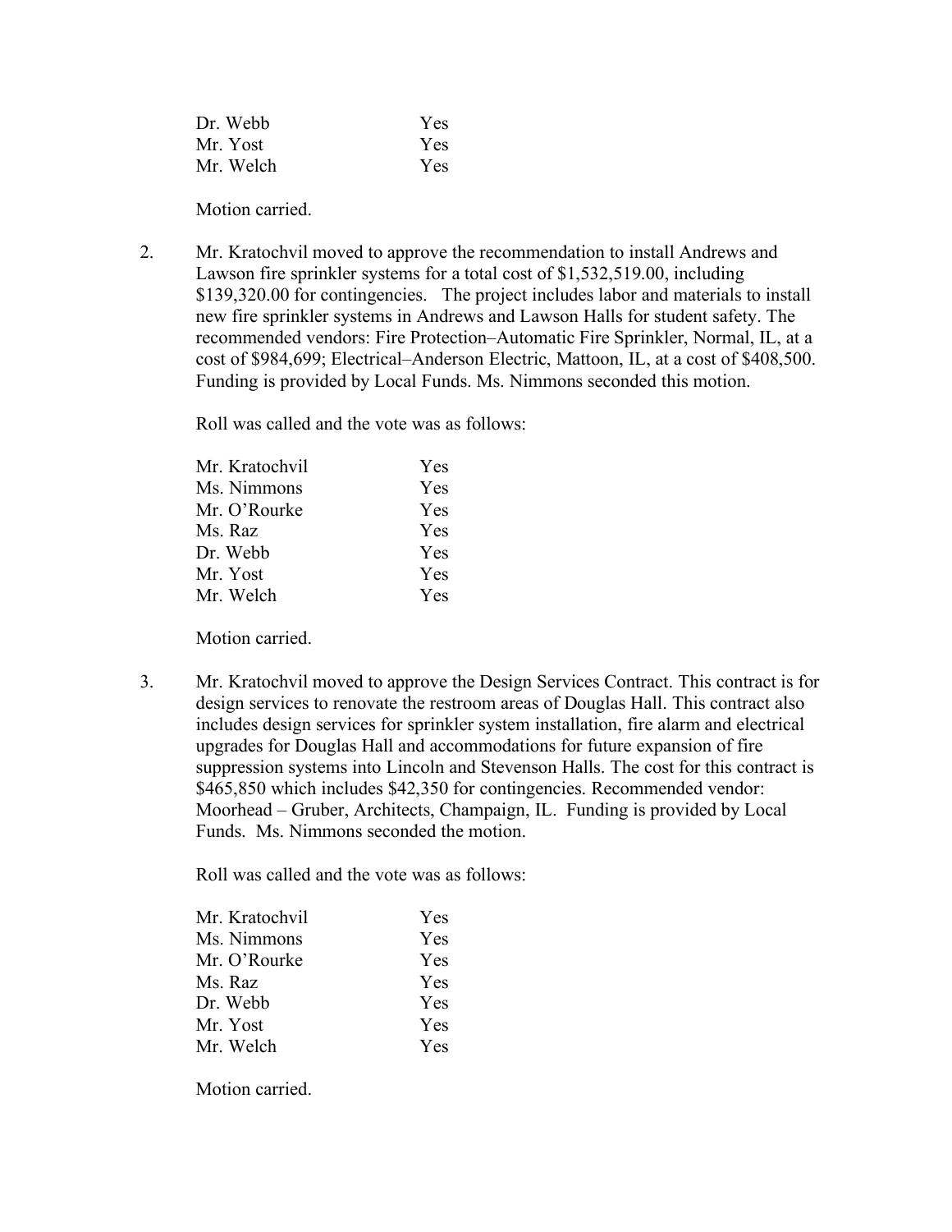| | |
|---|---|
| Dr. Webb | Yes |
| Mr. Yost | Yes |
| Mr. Welch | Yes |

Motion carried.

2. Mr. Kratochvil moved to approve the recommendation to install Andrews and Lawson fire sprinkler systems for a total cost of $1,532,519.00, including $139,320.00 for contingencies. The project includes labor and materials to install new fire sprinkler systems in Andrews and Lawson Halls for student safety. The recommended vendors: Fire Protection–Automatic Fire Sprinkler, Normal, IL, at a cost of $984,699; Electrical–Anderson Electric, Mattoon, IL, at a cost of $408,500. Funding is provided by Local Funds. Ms. Nimmons seconded this motion.

   Roll was called and the vote was as follows:

   | | |
   |---|---|
   | Mr. Kratochvil | Yes |
   | Ms. Nimmons | Yes |
   | Mr. O'Rourke | Yes |
   | Ms. Raz | Yes |
   | Dr. Webb | Yes |
   | Mr. Yost | Yes |
   | Mr. Welch | Yes |

   Motion carried.

3. Mr. Kratochvil moved to approve the Design Services Contract. This contract is for design services to renovate the restroom areas of Douglas Hall. This contract also includes design services for sprinkler system installation, fire alarm and electrical upgrades for Douglas Hall and accommodations for future expansion of fire suppression systems into Lincoln and Stevenson Halls. The cost for this contract is $465,850 which includes $42,350 for contingencies. Recommended vendor: Moorhead – Gruber, Architects, Champaign, IL. Funding is provided by Local Funds. Ms. Nimmons seconded the motion.

   Roll was called and the vote was as follows:

   | | |
   |---|---|
   | Mr. Kratochvil | Yes |
   | Ms. Nimmons | Yes |
   | Mr. O'Rourke | Yes |
   | Ms. Raz | Yes |
   | Dr. Webb | Yes |
   | Mr. Yost | Yes |
   | Mr. Welch | Yes |

   Motion carried.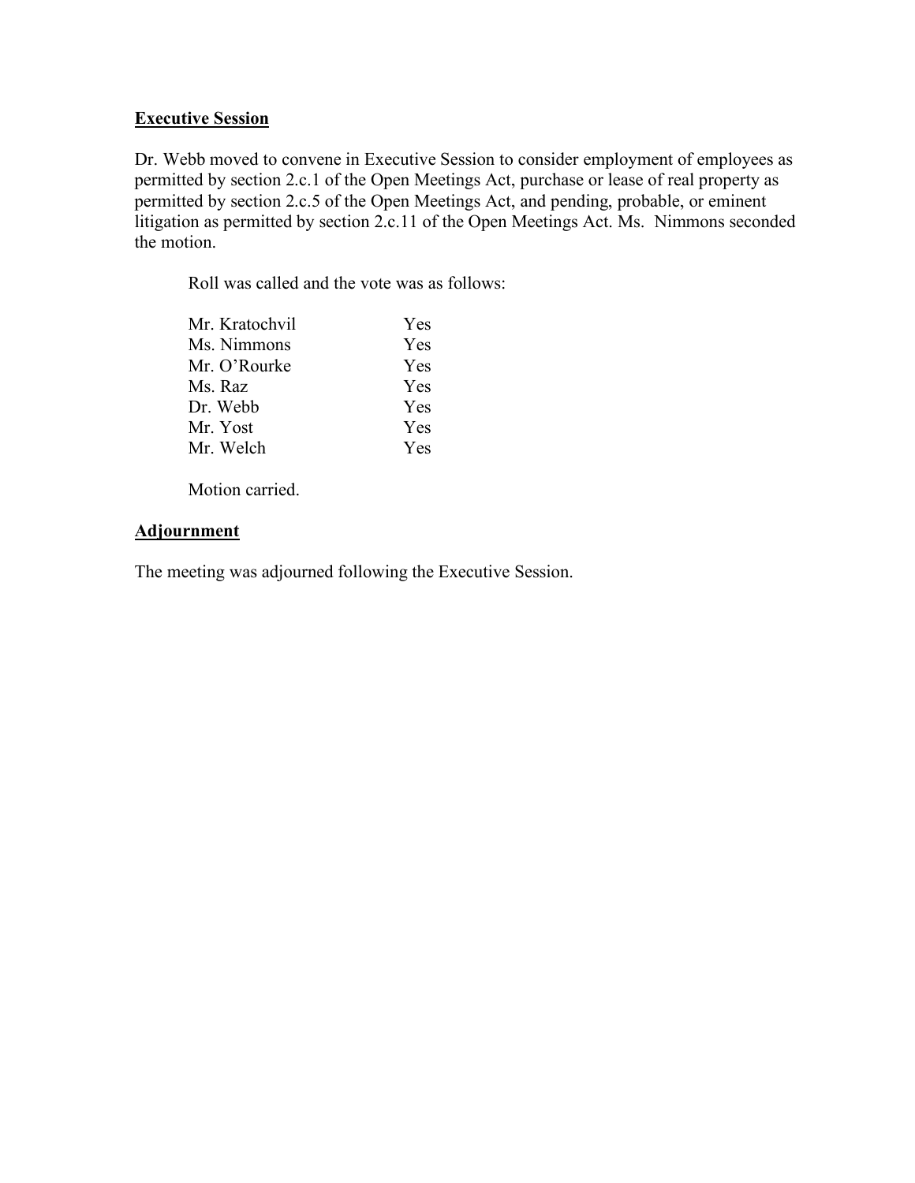**Executive Session**

Dr. Webb moved to convene in Executive Session to consider employment of employees as permitted by section 2.c.1 of the Open Meetings Act, purchase or lease of real property as permitted by section 2.c.5 of the Open Meetings Act, and pending, probable, or eminent litigation as permitted by section 2.c.11 of the Open Meetings Act. Ms. Nimmons seconded the motion.

Roll was called and the vote was as follows:

| | |
|---|---|
| Mr. Kratochvil | Yes |
| Ms. Nimmons | Yes |
| Mr. O'Rourke | Yes |
| Ms. Raz | Yes |
| Dr. Webb | Yes |
| Mr. Yost | Yes |
| Mr. Welch | Yes |

Motion carried.

**Adjournment**

The meeting was adjourned following the Executive Session.